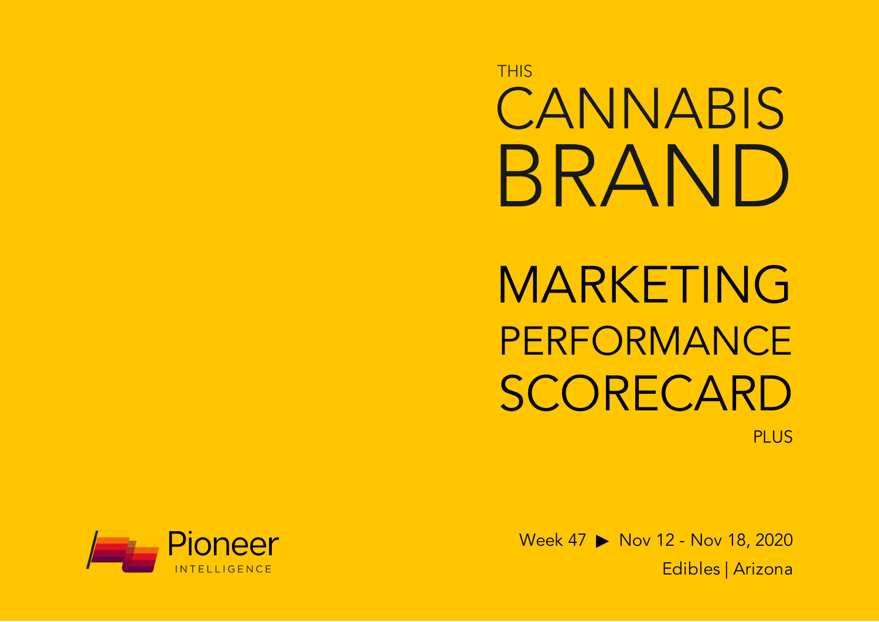# THIS CANNABIS BRAND

# MARKETING PERFORMANCE SCORECARD

PLUS

Pioneer INTELLIGENCE

Week 47 ▶ Nov 12 - Nov 18, 2020

Edibles | Arizona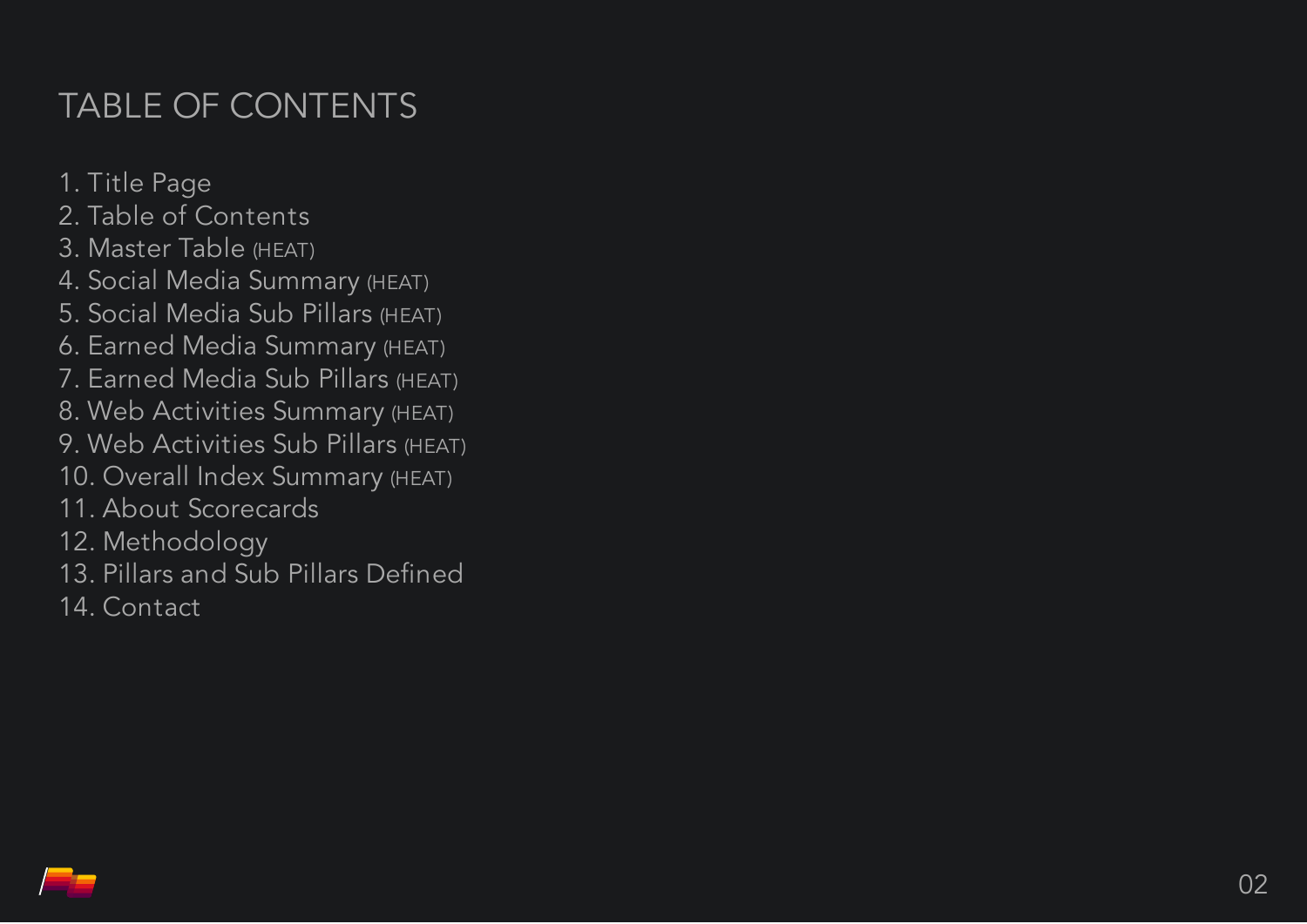# TABLE OF CONTENTS

1. Title Page
2. Table of Contents
3. Master Table (HEAT)
4. Social Media Summary (HEAT)
5. Social Media Sub Pillars (HEAT)
6. Earned Media Summary (HEAT)
7. Earned Media Sub Pillars (HEAT)
8. Web Activities Summary (HEAT)
9. Web Activities Sub Pillars (HEAT)
10. Overall Index Summary (HEAT)
11. About Scorecards
12. Methodology
13. Pillars and Sub Pillars Defined
14. Contact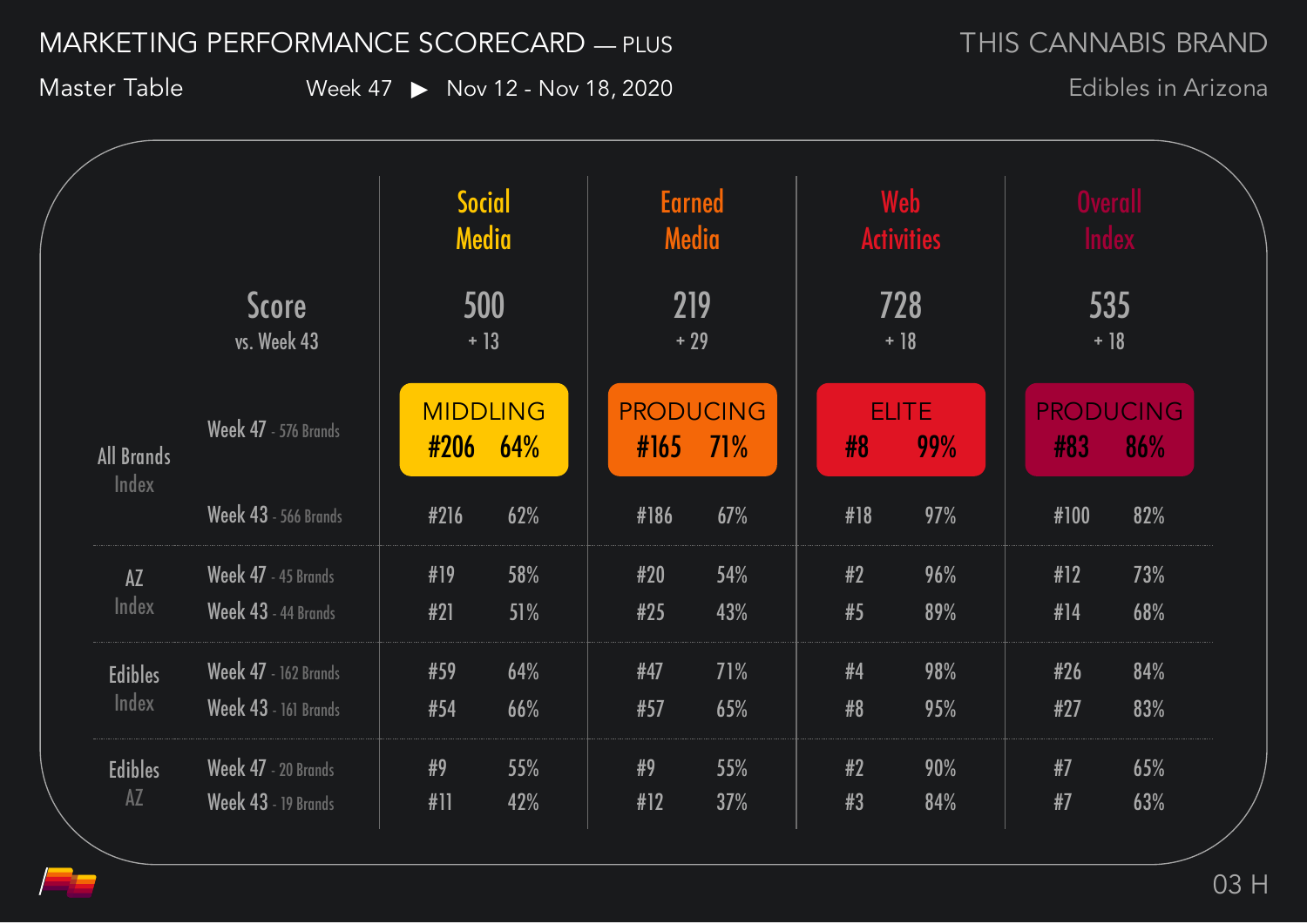# MARKETING PERFORMANCE SCORECARD — PLUS

**THIS CANNABIS BRAND**
Edibles in Arizona

## Master Table

Week 47 ▶ Nov 12 - Nov 18, 2020

| | | Social Media | | Earned Media | | Web Activities | | Overall Index | |
|---|---|---|---|---|---|---|---|---|---|
| **Score** vs. Week 43 | | 500 (+ 13) | | 219 (+ 29) | | 728 (+ 18) | | 535 (+ 18) | |
| **All Brands Index** | Week 47 - 576 Brands | MIDDLING #206 | 64% | PRODUCING #165 | 71% | ELITE #8 | 99% | PRODUCING #83 | 86% |
| | Week 43 - 566 Brands | #216 | 62% | #186 | 67% | #18 | 97% | #100 | 82% |
| **AZ Index** | Week 47 - 45 Brands | #19 | 58% | #20 | 54% | #2 | 96% | #12 | 73% |
| | Week 43 - 44 Brands | #21 | 51% | #25 | 43% | #5 | 89% | #14 | 68% |
| **Edibles Index** | Week 47 - 162 Brands | #59 | 64% | #47 | 71% | #4 | 98% | #26 | 84% |
| | Week 43 - 161 Brands | #54 | 66% | #57 | 65% | #8 | 95% | #27 | 83% |
| **Edibles AZ** | Week 47 - 20 Brands | #9 | 55% | #9 | 55% | #2 | 90% | #7 | 65% |
| | Week 43 - 19 Brands | #11 | 42% | #12 | 37% | #3 | 84% | #7 | 63% |

03 H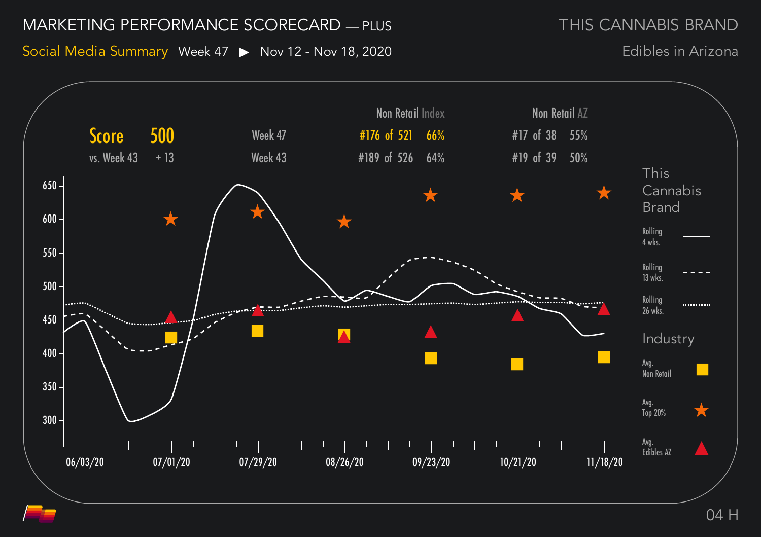# MARKETING PERFORMANCE SCORECARD — PLUS

THIS CANNABIS BRAND

**Social Media Summary** Week 47 ▶ Nov 12 - Nov 18, 2020

Edibles in Arizona

| Score | 500 | | Non Retail Index | | Non Retail AZ | |
|---|---|---|---|---|---|---|
| | | Week 47 | #176 of 521 | 66% | #17 of 38 | 55% |
| vs. Week 43 | + 13 | Week 43 | #189 of 526 | 64% | #19 of 39 | 50% |

**This Cannabis Brand**

- Rolling 4 wks.
- Rolling 13 wks.
- Rolling 26 wks.

**Industry**

- Avg. Non Retail
- Avg. Top 20%
- Avg. Edibles AZ

Y-axis: 300, 350, 400, 450, 500, 550, 600, 650

X-axis: 06/03/20, 07/01/20, 07/29/20, 08/26/20, 09/23/20, 10/21/20, 11/18/20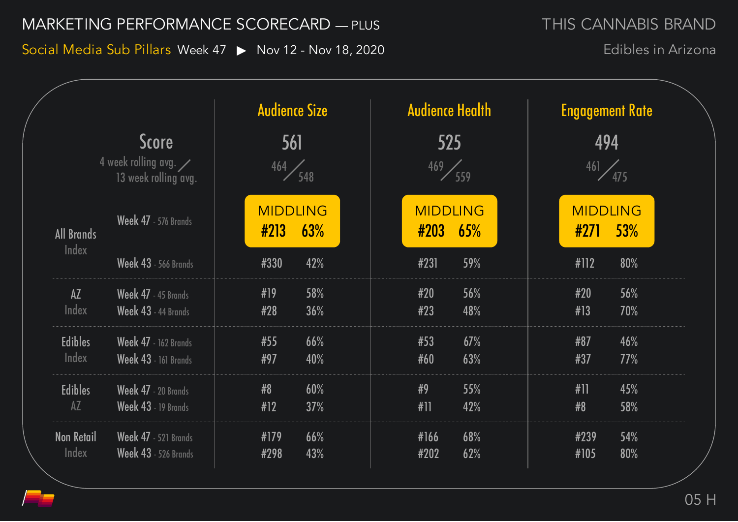# MARKETING PERFORMANCE SCORECARD — PLUS

**THIS CANNABIS BRAND**
Edibles in Arizona

## Social Media Sub Pillars Week 47 ▶ Nov 12 - Nov 18, 2020

| | | Audience Size | | Audience Health | | Engagement Rate | |
|---|---|---|---|---|---|---|---|
| **Score** | | 561 | | 525 | | 494 | |
| 4 week rolling avg. / 13 week rolling avg. | | 464 / 548 | | 469 / 559 | | 461 / 475 | |
| All Brands Index | Week 47 - 576 Brands | MIDDLING #213 | 63% | MIDDLING #203 | 65% | MIDDLING #271 | 53% |
| | Week 43 - 566 Brands | #330 | 42% | #231 | 59% | #112 | 80% |
| AZ Index | Week 47 - 45 Brands | #19 | 58% | #20 | 56% | #20 | 56% |
| | Week 43 - 44 Brands | #28 | 36% | #23 | 48% | #13 | 70% |
| Edibles Index | Week 47 - 162 Brands | #55 | 66% | #53 | 67% | #87 | 46% |
| | Week 43 - 161 Brands | #97 | 40% | #60 | 63% | #37 | 77% |
| Edibles AZ | Week 47 - 20 Brands | #8 | 60% | #9 | 55% | #11 | 45% |
| | Week 43 - 19 Brands | #12 | 37% | #11 | 42% | #8 | 58% |
| Non Retail Index | Week 47 - 521 Brands | #179 | 66% | #166 | 68% | #239 | 54% |
| | Week 43 - 526 Brands | #298 | 43% | #202 | 62% | #105 | 80% |

05 H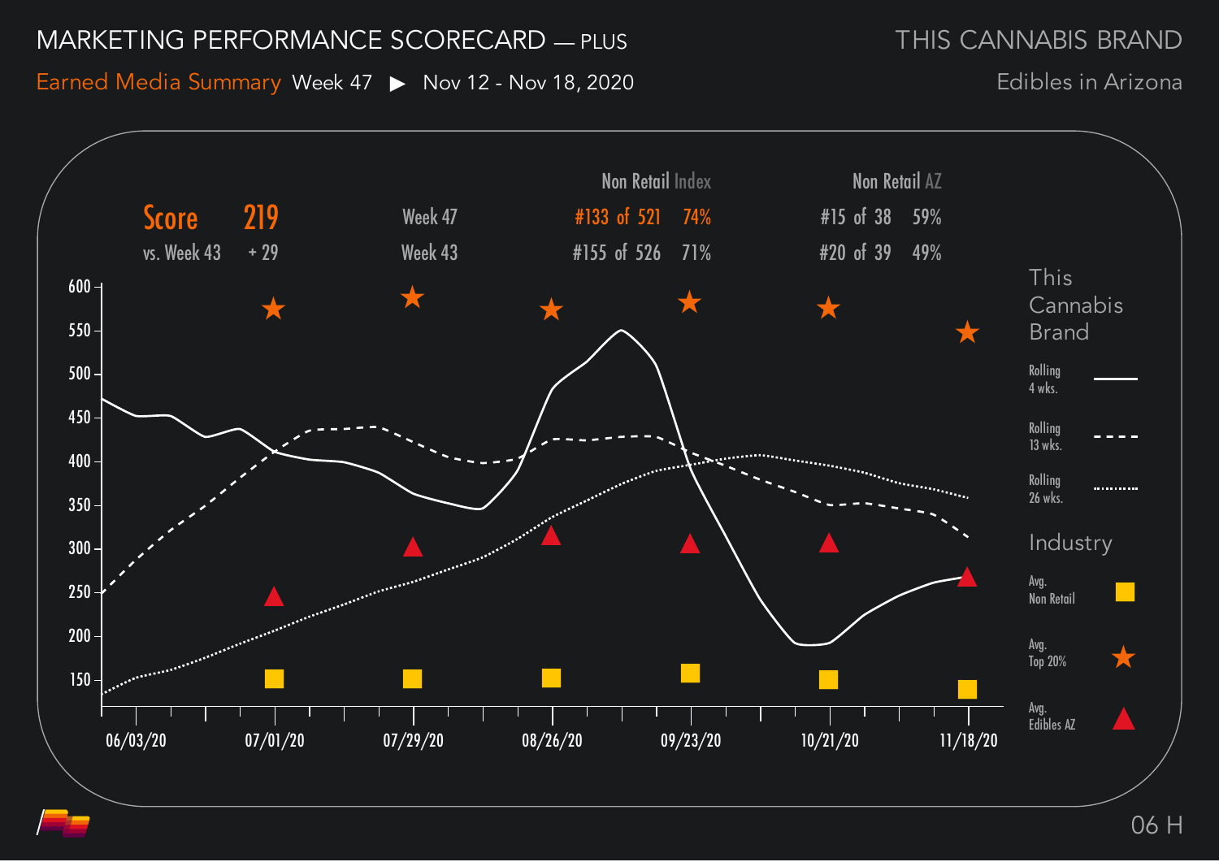# MARKETING PERFORMANCE SCORECARD — PLUS

**THIS CANNABIS BRAND**

Earned Media Summary Week 47 ▶ Nov 12 - Nov 18, 2020

Edibles in Arizona

| Score | 219 | | Non Retail Index | | Non Retail AZ | |
|---|---|---|---|---|---|---|
| | | Week 47 | #133 of 521 | 74% | #15 of 38 | 59% |
| vs. Week 43 | + 29 | Week 43 | #155 of 526 | 71% | #20 of 39 | 49% |

This Cannabis Brand

- Rolling 4 wks.
- Rolling 13 wks.
- Rolling 26 wks.

Industry

- Avg. Non Retail
- Avg. Top 20%
- Avg. Edibles AZ

Y-axis: 600, 550, 500, 450, 400, 350, 300, 250, 200, 150

X-axis: 06/03/20, 07/01/20, 07/29/20, 08/26/20, 09/23/20, 10/21/20, 11/18/20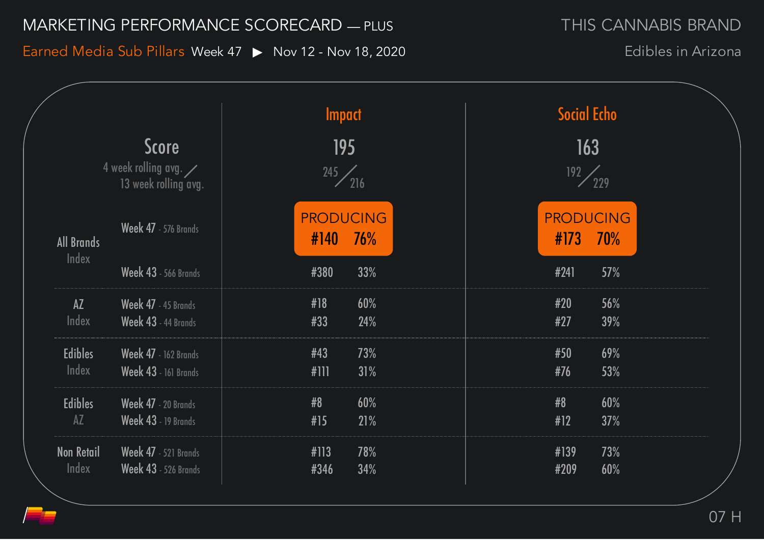# MARKETING PERFORMANCE SCORECARD — PLUS

**THIS CANNABIS BRAND**

Earned Media Sub Pillars Week 47 ▶ Nov 12 - Nov 18, 2020

Edibles in Arizona

| | | Impact | | Social Echo | |
|---|---|---|---|---|---|
| Score | | 195 | | 163 | |
| 4 week rolling avg. / 13 week rolling avg. | | 245 / 216 | | 192 / 229 | |
| All Brands Index | Week 47 - 576 Brands | PRODUCING #140 | 76% | PRODUCING #173 | 70% |
| | Week 43 - 566 Brands | #380 | 33% | #241 | 57% |
| AZ Index | Week 47 - 45 Brands | #18 | 60% | #20 | 56% |
| | Week 43 - 44 Brands | #33 | 24% | #27 | 39% |
| Edibles Index | Week 47 - 162 Brands | #43 | 73% | #50 | 69% |
| | Week 43 - 161 Brands | #111 | 31% | #76 | 53% |
| Edibles AZ | Week 47 - 20 Brands | #8 | 60% | #8 | 60% |
| | Week 43 - 19 Brands | #15 | 21% | #12 | 37% |
| Non Retail Index | Week 47 - 521 Brands | #113 | 78% | #139 | 73% |
| | Week 43 - 526 Brands | #346 | 34% | #209 | 60% |

07 H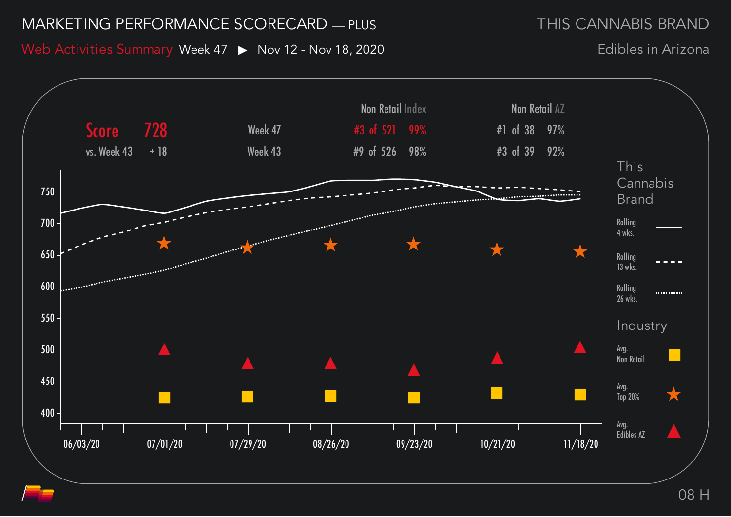# MARKETING PERFORMANCE SCORECARD — PLUS

THIS CANNABIS BRAND

Web Activities Summary Week 47 ▶ Nov 12 - Nov 18, 2020

Edibles in Arizona

| Score 728 | | Non Retail Index | | Non Retail AZ | |
|---|---|---|---|---|---|
| | Week 47 | #3 of 521 | 99% | #1 of 38 | 97% |
| vs. Week 43 + 18 | Week 43 | #9 of 526 | 98% | #3 of 39 | 92% |

This Cannabis Brand
- Rolling 4 wks.
- Rolling 13 wks.
- Rolling 26 wks.

Industry
- Avg. Non Retail
- Avg. Top 20%
- Avg. Edibles AZ

Y-axis: 400, 450, 500, 550, 600, 650, 700, 750

X-axis: 06/03/20, 07/01/20, 07/29/20, 08/26/20, 09/23/20, 10/21/20, 11/18/20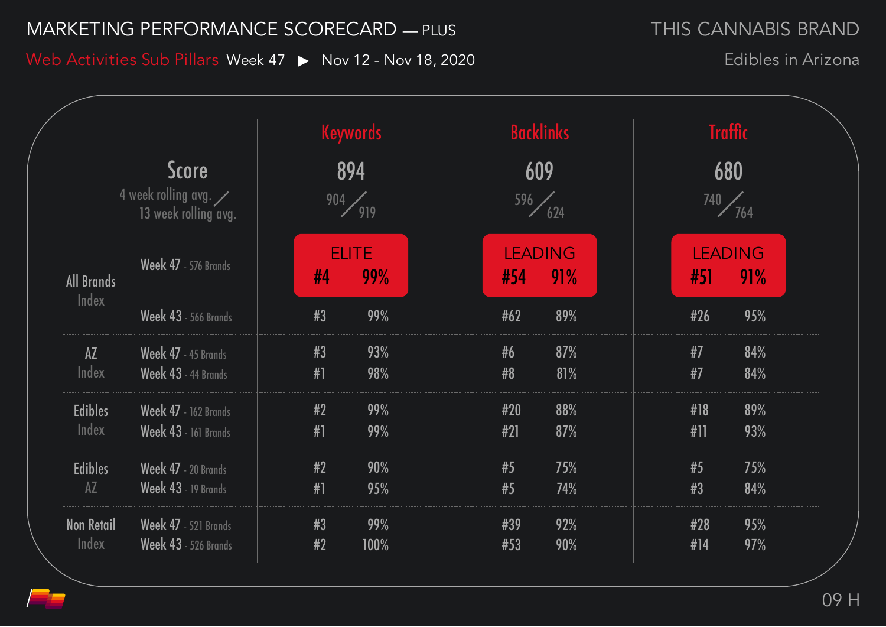# MARKETING PERFORMANCE SCORECARD — PLUS

**THIS CANNABIS BRAND**
Edibles in Arizona

## Web Activities Sub Pillars Week 47 ▶ Nov 12 - Nov 18, 2020

| | | Keywords | | Backlinks | | Traffic | |
|---|---|---|---|---|---|---|---|
| Score | | 894 | | 609 | | 680 | |
| 4 week rolling avg. / 13 week rolling avg. | | 904 / 919 | | 596 / 624 | | 740 / 764 | |
| | | ELITE | | LEADING | | LEADING | |
| All Brands Index | Week 47 - 576 Brands | #4 | 99% | #54 | 91% | #51 | 91% |
| | Week 43 - 566 Brands | #3 | 99% | #62 | 89% | #26 | 95% |
| AZ Index | Week 47 - 45 Brands | #3 | 93% | #6 | 87% | #7 | 84% |
| | Week 43 - 44 Brands | #1 | 98% | #8 | 81% | #7 | 84% |
| Edibles Index | Week 47 - 162 Brands | #2 | 99% | #20 | 88% | #18 | 89% |
| | Week 43 - 161 Brands | #1 | 99% | #21 | 87% | #11 | 93% |
| Edibles AZ | Week 47 - 20 Brands | #2 | 90% | #5 | 75% | #5 | 75% |
| | Week 43 - 19 Brands | #1 | 95% | #5 | 74% | #3 | 84% |
| Non Retail Index | Week 47 - 521 Brands | #3 | 99% | #39 | 92% | #28 | 95% |
| | Week 43 - 526 Brands | #2 | 100% | #53 | 90% | #14 | 97% |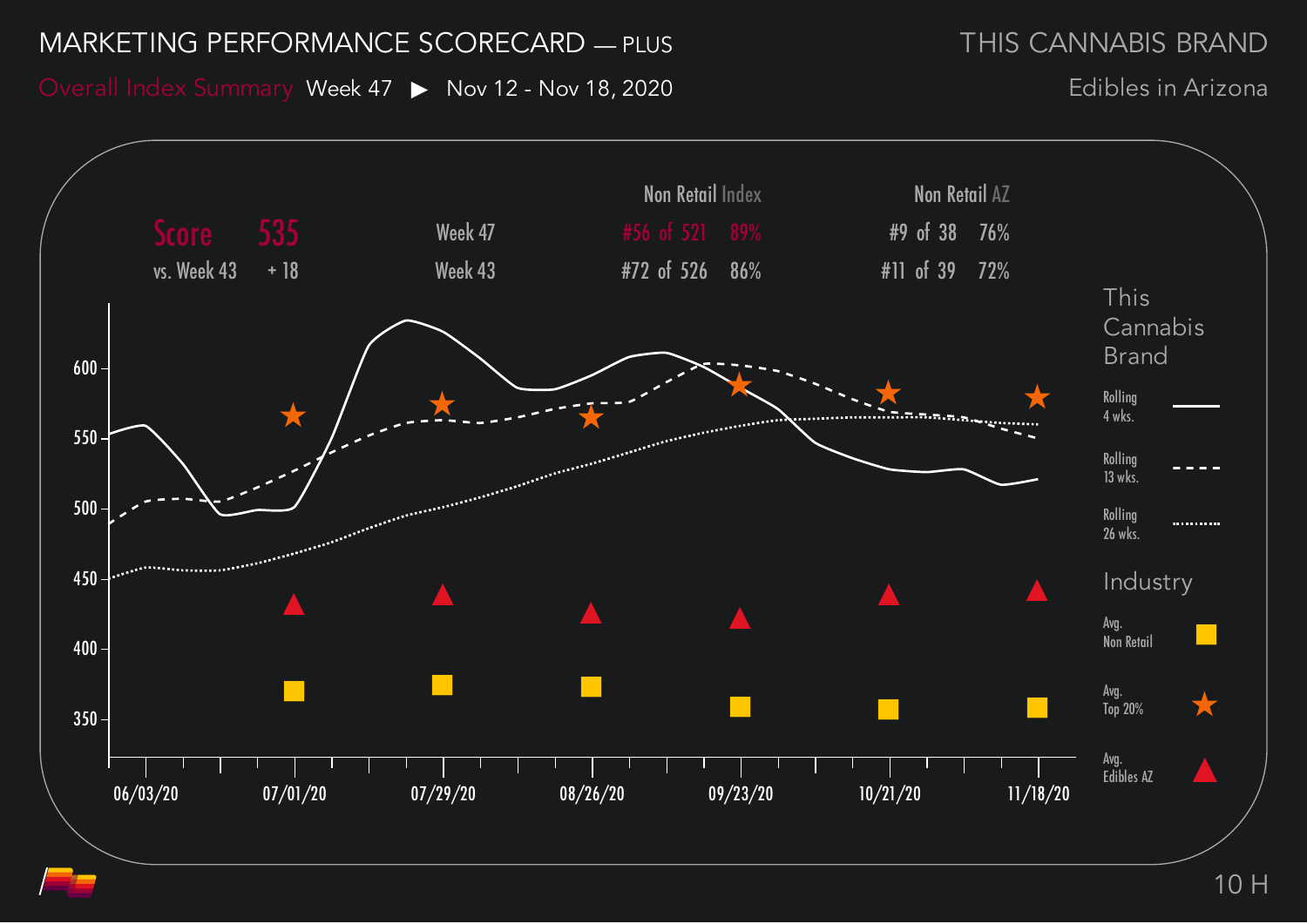# MARKETING PERFORMANCE SCORECARD — PLUS

**THIS CANNABIS BRAND**

Overall Index Summary Week 47 ▶ Nov 12 - Nov 18, 2020

Edibles in Arizona

| Score | 535 | | Non Retail Index | | Non Retail AZ | |
|---|---|---|---|---|---|---|
| | | Week 47 | #56 of 521 | 89% | #9 of 38 | 76% |
| vs. Week 43 | + 18 | Week 43 | #72 of 526 | 86% | #11 of 39 | 72% |

**This Cannabis Brand**

- Rolling 4 wks.
- Rolling 13 wks.
- Rolling 26 wks.

**Industry**

- Avg. Non Retail
- Avg. Top 20%
- Avg. Edibles AZ

Y-axis: 350, 400, 450, 500, 550, 600

X-axis: 06/03/20, 07/01/20, 07/29/20, 08/26/20, 09/23/20, 10/21/20, 11/18/20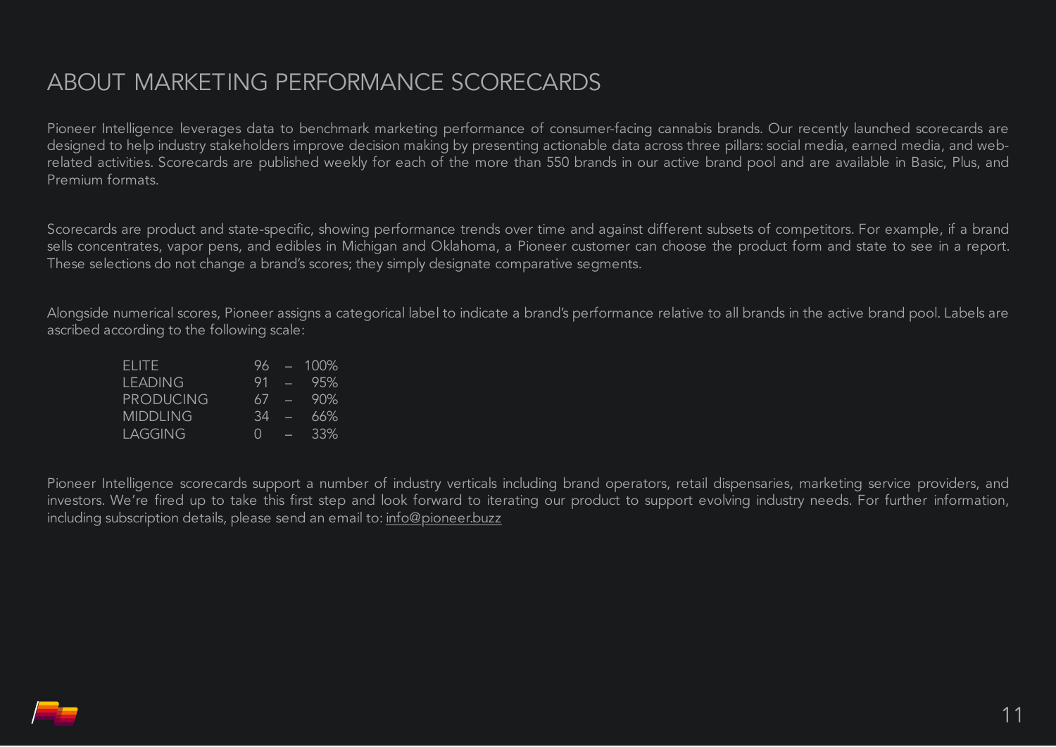# ABOUT MARKETING PERFORMANCE SCORECARDS

Pioneer Intelligence leverages data to benchmark marketing performance of consumer-facing cannabis brands. Our recently launched scorecards are designed to help industry stakeholders improve decision making by presenting actionable data across three pillars: social media, earned media, and web-related activities. Scorecards are published weekly for each of the more than 550 brands in our active brand pool and are available in Basic, Plus, and Premium formats.

Scorecards are product and state-specific, showing performance trends over time and against different subsets of competitors. For example, if a brand sells concentrates, vapor pens, and edibles in Michigan and Oklahoma, a Pioneer customer can choose the product form and state to see in a report. These selections do not change a brand's scores; they simply designate comparative segments.

Alongside numerical scores, Pioneer assigns a categorical label to indicate a brand's performance relative to all brands in the active brand pool. Labels are ascribed according to the following scale:

| Label | Range |
|---|---|
| ELITE | 96 – 100% |
| LEADING | 91 – 95% |
| PRODUCING | 67 – 90% |
| MIDDLING | 34 – 66% |
| LAGGING | 0 – 33% |

Pioneer Intelligence scorecards support a number of industry verticals including brand operators, retail dispensaries, marketing service providers, and investors. We're fired up to take this first step and look forward to iterating our product to support evolving industry needs. For further information, including subscription details, please send an email to: info@pioneer.buzz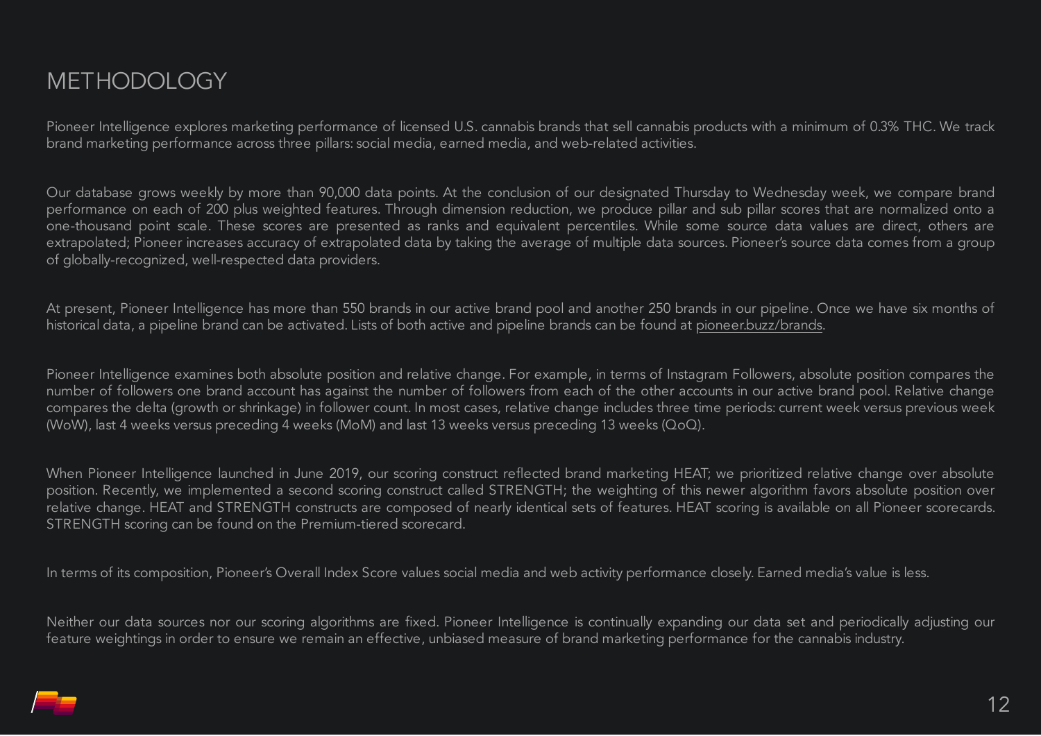# METHODOLOGY

Pioneer Intelligence explores marketing performance of licensed U.S. cannabis brands that sell cannabis products with a minimum of 0.3% THC. We track brand marketing performance across three pillars: social media, earned media, and web-related activities.

Our database grows weekly by more than 90,000 data points. At the conclusion of our designated Thursday to Wednesday week, we compare brand performance on each of 200 plus weighted features. Through dimension reduction, we produce pillar and sub pillar scores that are normalized onto a one-thousand point scale. These scores are presented as ranks and equivalent percentiles. While some source data values are direct, others are extrapolated; Pioneer increases accuracy of extrapolated data by taking the average of multiple data sources. Pioneer's source data comes from a group of globally-recognized, well-respected data providers.

At present, Pioneer Intelligence has more than 550 brands in our active brand pool and another 250 brands in our pipeline. Once we have six months of historical data, a pipeline brand can be activated. Lists of both active and pipeline brands can be found at pioneer.buzz/brands.

Pioneer Intelligence examines both absolute position and relative change. For example, in terms of Instagram Followers, absolute position compares the number of followers one brand account has against the number of followers from each of the other accounts in our active brand pool. Relative change compares the delta (growth or shrinkage) in follower count. In most cases, relative change includes three time periods: current week versus previous week (WoW), last 4 weeks versus preceding 4 weeks (MoM) and last 13 weeks versus preceding 13 weeks (QoQ).

When Pioneer Intelligence launched in June 2019, our scoring construct reflected brand marketing HEAT; we prioritized relative change over absolute position. Recently, we implemented a second scoring construct called STRENGTH; the weighting of this newer algorithm favors absolute position over relative change. HEAT and STRENGTH constructs are composed of nearly identical sets of features. HEAT scoring is available on all Pioneer scorecards. STRENGTH scoring can be found on the Premium-tiered scorecard.

In terms of its composition, Pioneer's Overall Index Score values social media and web activity performance closely. Earned media's value is less.

Neither our data sources nor our scoring algorithms are fixed. Pioneer Intelligence is continually expanding our data set and periodically adjusting our feature weightings in order to ensure we remain an effective, unbiased measure of brand marketing performance for the cannabis industry.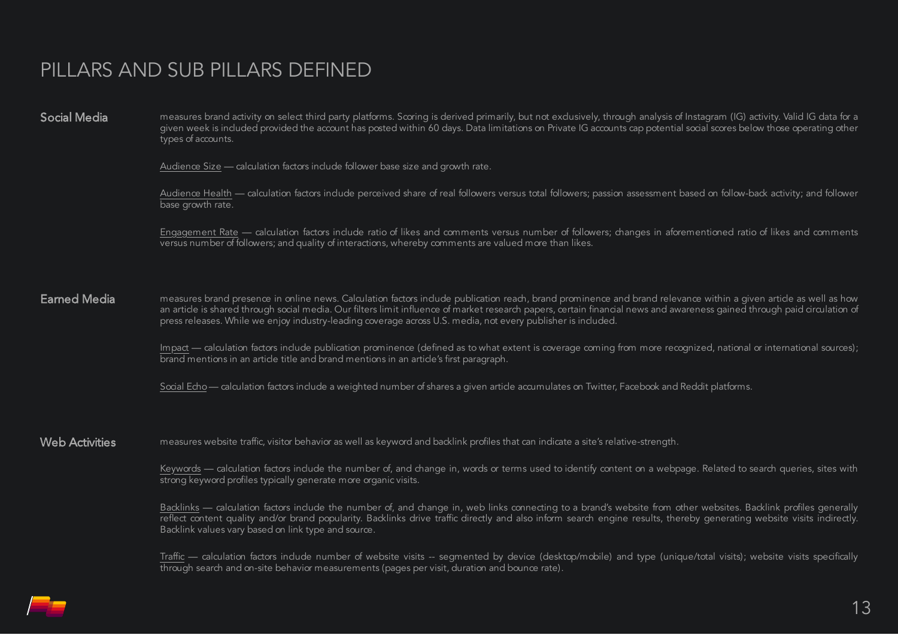# PILLARS AND SUB PILLARS DEFINED

## Social Media

measures brand activity on select third party platforms. Scoring is derived primarily, but not exclusively, through analysis of Instagram (IG) activity. Valid IG data for a given week is included provided the account has posted within 60 days. Data limitations on Private IG accounts cap potential social scores below those operating other types of accounts.

Audience Size — calculation factors include follower base size and growth rate.

Audience Health — calculation factors include perceived share of real followers versus total followers; passion assessment based on follow-back activity; and follower base growth rate.

Engagement Rate — calculation factors include ratio of likes and comments versus number of followers; changes in aforementioned ratio of likes and comments versus number of followers; and quality of interactions, whereby comments are valued more than likes.

## Earned Media

measures brand presence in online news. Calculation factors include publication reach, brand prominence and brand relevance within a given article as well as how an article is shared through social media. Our filters limit influence of market research papers, certain financial news and awareness gained through paid circulation of press releases. While we enjoy industry-leading coverage across U.S. media, not every publisher is included.

Impact — calculation factors include publication prominence (defined as to what extent is coverage coming from more recognized, national or international sources); brand mentions in an article title and brand mentions in an article's first paragraph.

Social Echo — calculation factors include a weighted number of shares a given article accumulates on Twitter, Facebook and Reddit platforms.

## Web Activities

measures website traffic, visitor behavior as well as keyword and backlink profiles that can indicate a site's relative-strength.

Keywords — calculation factors include the number of, and change in, words or terms used to identify content on a webpage. Related to search queries, sites with strong keyword profiles typically generate more organic visits.

Backlinks — calculation factors include the number of, and change in, web links connecting to a brand's website from other websites. Backlink profiles generally reflect content quality and/or brand popularity. Backlinks drive traffic directly and also inform search engine results, thereby generating website visits indirectly. Backlink values vary based on link type and source.

Traffic — calculation factors include number of website visits -- segmented by device (desktop/mobile) and type (unique/total visits); website visits specifically through search and on-site behavior measurements (pages per visit, duration and bounce rate).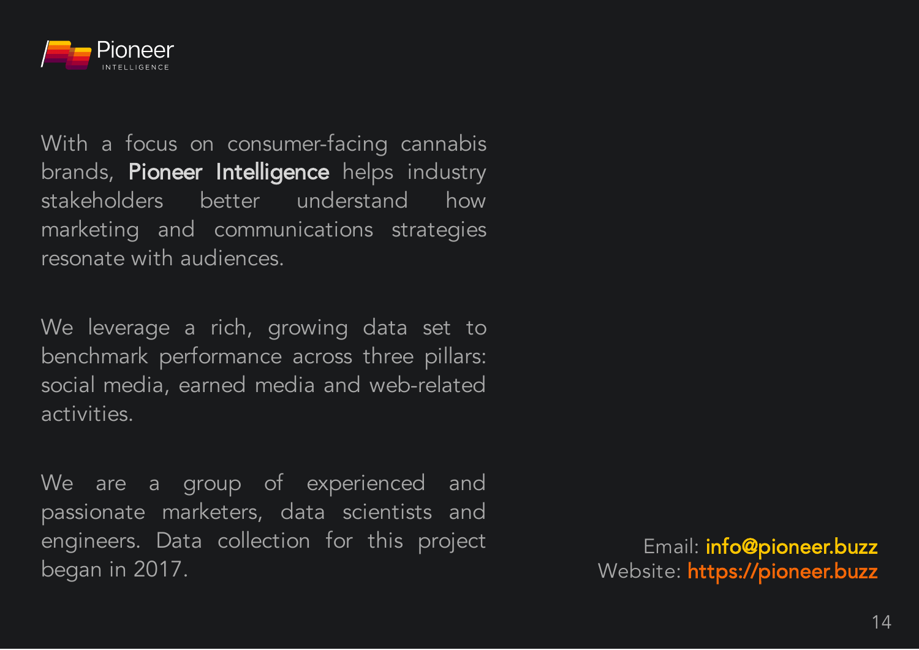Pioneer INTELLIGENCE

With a focus on consumer-facing cannabis brands, **Pioneer Intelligence** helps industry stakeholders better understand how marketing and communications strategies resonate with audiences.

We leverage a rich, growing data set to benchmark performance across three pillars: social media, earned media and web-related activities.

We are a group of experienced and passionate marketers, data scientists and engineers. Data collection for this project began in 2017.

Email: info@pioneer.buzz
Website: https://pioneer.buzz